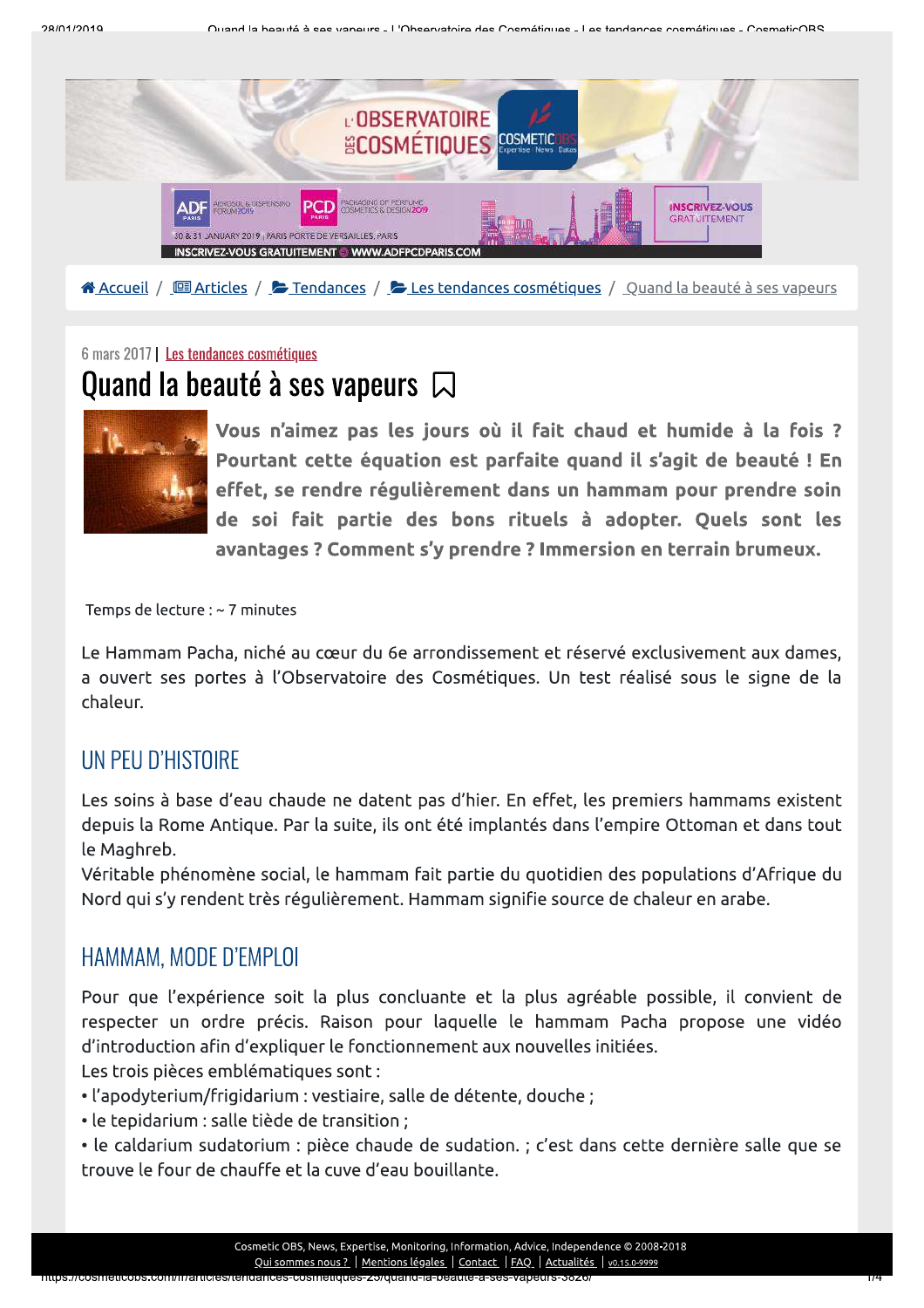Accueil / Articles / Tendances / Les tendances cosmétiques / Quand la beauté à ses vapeurs

6 mars 2017 | Les tendances cosmétiques

# Quand la beauté à ses vapeurs

**Vous n'aimez pas les jours où il fait chaud et humide à la fois ? Pourtant cette équation est parfaite quand il s'agit de beauté ! En effet, se rendre régulièrement dans un hammam pour prendre soin de soi fait partie des bons rituels à adopter. Quels sont les avantages ? Comment s'y prendre ? Immersion en terrain brumeux.**

Temps de lecture : ~ 7 minutes

Le Hammam Pacha, niché au cœur du 6e arrondissement et réservé exclusivement aux dames, a ouvert ses portes à l'Observatoire des Cosmétiques. Un test réalisé sous le signe de la chaleur.

## UN PEU D'HISTOIRE

Les soins à base d'eau chaude ne datent pas d'hier. En effet, les premiers hammams existent depuis la Rome Antique. Par la suite, ils ont été implantés dans l'empire Ottoman et dans tout le Maghreb.
Véritable phénomène social, le hammam fait partie du quotidien des populations d'Afrique du Nord qui s'y rendent très régulièrement. Hammam signifie source de chaleur en arabe.

## HAMMAM, MODE D'EMPLOI

Pour que l'expérience soit la plus concluante et la plus agréable possible, il convient de respecter un ordre précis. Raison pour laquelle le hammam Pacha propose une vidéo d'introduction afin d'expliquer le fonctionnement aux nouvelles initiées.
Les trois pièces emblématiques sont :

- l'apodyterium/frigidarium : vestiaire, salle de détente, douche ;
- le tepidarium : salle tiède de transition ;
- le caldarium sudatorium : pièce chaude de sudation. ; c'est dans cette dernière salle que se trouve le four de chauffe et la cuve d'eau bouillante.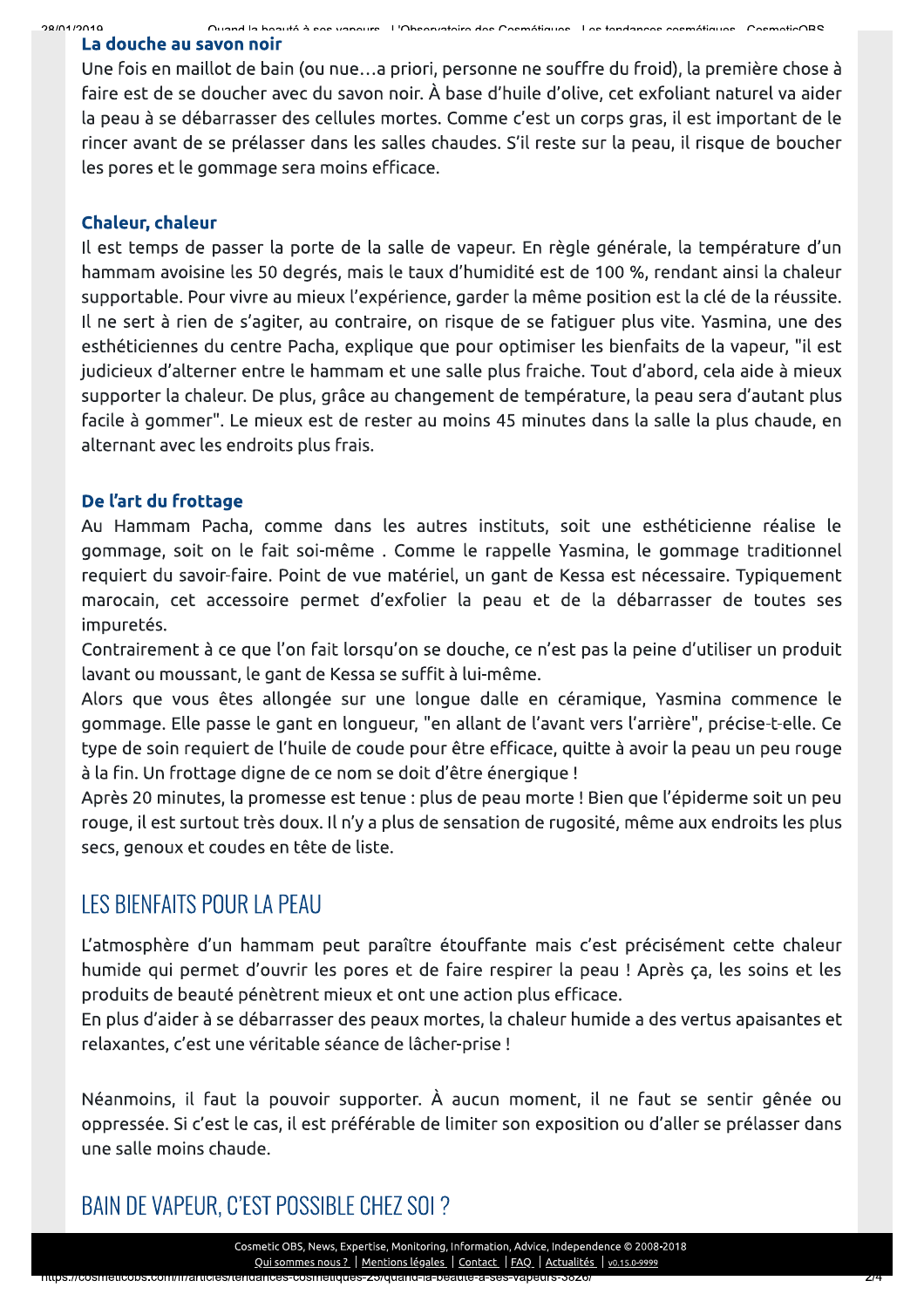### La douche au savon noir

Une fois en maillot de bain (ou nue…a priori, personne ne souffre du froid), la première chose à faire est de se doucher avec du savon noir. À base d'huile d'olive, cet exfoliant naturel va aider la peau à se débarrasser des cellules mortes. Comme c'est un corps gras, il est important de le rincer avant de se prélasser dans les salles chaudes. S'il reste sur la peau, il risque de boucher les pores et le gommage sera moins efficace.

### Chaleur, chaleur

Il est temps de passer la porte de la salle de vapeur. En règle générale, la température d'un hammam avoisine les 50 degrés, mais le taux d'humidité est de 100 %, rendant ainsi la chaleur supportable. Pour vivre au mieux l'expérience, garder la même position est la clé de la réussite. Il ne sert à rien de s'agiter, au contraire, on risque de se fatiguer plus vite. Yasmina, une des esthéticiennes du centre Pacha, explique que pour optimiser les bienfaits de la vapeur, "il est judicieux d'alterner entre le hammam et une salle plus fraiche. Tout d'abord, cela aide à mieux supporter la chaleur. De plus, grâce au changement de température, la peau sera d'autant plus facile à gommer". Le mieux est de rester au moins 45 minutes dans la salle la plus chaude, en alternant avec les endroits plus frais.

### De l'art du frottage

Au Hammam Pacha, comme dans les autres instituts, soit une esthéticienne réalise le gommage, soit on le fait soi-même . Comme le rappelle Yasmina, le gommage traditionnel requiert du savoir-faire. Point de vue matériel, un gant de Kessa est nécessaire. Typiquement marocain, cet accessoire permet d'exfolier la peau et de la débarrasser de toutes ses impuretés.

Contrairement à ce que l'on fait lorsqu'on se douche, ce n'est pas la peine d'utiliser un produit lavant ou moussant, le gant de Kessa se suffit à lui-même.

Alors que vous êtes allongée sur une longue dalle en céramique, Yasmina commence le gommage. Elle passe le gant en longueur, "en allant de l'avant vers l'arrière", précise-t-elle. Ce type de soin requiert de l'huile de coude pour être efficace, quitte à avoir la peau un peu rouge à la fin. Un frottage digne de ce nom se doit d'être énergique !

Après 20 minutes, la promesse est tenue : plus de peau morte ! Bien que l'épiderme soit un peu rouge, il est surtout très doux. Il n'y a plus de sensation de rugosité, même aux endroits les plus secs, genoux et coudes en tête de liste.

## LES BIENFAITS POUR LA PEAU

L'atmosphère d'un hammam peut paraître étouffante mais c'est précisément cette chaleur humide qui permet d'ouvrir les pores et de faire respirer la peau ! Après ça, les soins et les produits de beauté pénètrent mieux et ont une action plus efficace.

En plus d'aider à se débarrasser des peaux mortes, la chaleur humide a des vertus apaisantes et relaxantes, c'est une véritable séance de lâcher-prise !

Néanmoins, il faut la pouvoir supporter. À aucun moment, il ne faut se sentir gênée ou oppressée. Si c'est le cas, il est préférable de limiter son exposition ou d'aller se prélasser dans une salle moins chaude.

## BAIN DE VAPEUR, C'EST POSSIBLE CHEZ SOI ?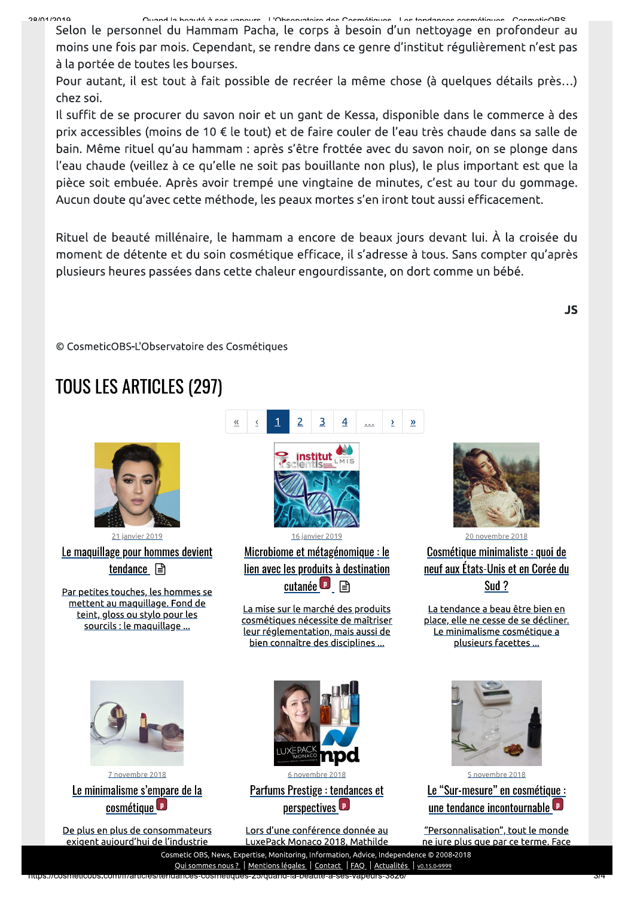Selon le personnel du Hammam Pacha, le corps à besoin d'un nettoyage en profondeur au moins une fois par mois. Cependant, se rendre dans ce genre d'institut régulièrement n'est pas à la portée de toutes les bourses.

Pour autant, il est tout à fait possible de recréer la même chose (à quelques détails près…) chez soi.

Il suffit de se procurer du savon noir et un gant de Kessa, disponible dans le commerce à des prix accessibles (moins de 10 € le tout) et de faire couler de l'eau très chaude dans sa salle de bain. Même rituel qu'au hammam : après s'être frottée avec du savon noir, on se plonge dans l'eau chaude (veillez à ce qu'elle ne soit pas bouillante non plus), le plus important est que la pièce soit embuée. Après avoir trempé une vingtaine de minutes, c'est au tour du gommage. Aucun doute qu'avec cette méthode, les peaux mortes s'en iront tout aussi efficacement.

Rituel de beauté millénaire, le hammam a encore de beaux jours devant lui. À la croisée du moment de détente et du soin cosmétique efficace, il s'adresse à tous. Sans compter qu'après plusieurs heures passées dans cette chaleur engourdissante, on dort comme un bébé.

**JS**

© CosmeticOBS-L'Observatoire des Cosmétiques

## TOUS LES ARTICLES (297)

« ‹ 1 2 3 4 … › »

21 janvier 2019

**Le maquillage pour hommes devient tendance**

Par petites touches, les hommes se mettent au maquillage. Fond de teint, gloss ou stylo pour les sourcils : le maquillage ...

16 janvier 2019

**Microbiome et métagénomique : le lien avec les produits à destination cutanée**

La mise sur le marché des produits cosmétiques nécessite de maîtriser leur réglementation, mais aussi de bien connaître des disciplines ...

20 novembre 2018

**Cosmétique minimaliste : quoi de neuf aux États-Unis et en Corée du Sud ?**

La tendance a beau être bien en place, elle ne cesse de se décliner. Le minimalisme cosmétique a plusieurs facettes ...

7 novembre 2018

**Le minimalisme s'empare de la cosmétique**

De plus en plus de consommateurs exigent aujourd'hui de l'industrie

6 novembre 2018

**Parfums Prestige : tendances et perspectives**

Lors d'une conférence donnée au LuxePack Monaco 2018, Mathilde

5 novembre 2018

**Le "Sur-mesure" en cosmétique : une tendance incontournable**

"Personnalisation", tout le monde ne jure plus que par ce terme. Face

Cosmetic OBS, News, Expertise, Monitoring, Information, Advice, Independence © 2008-2018

Qui sommes nous ? | Mentions légales | Contact | FAQ | Actualités | v0.15.0-9999